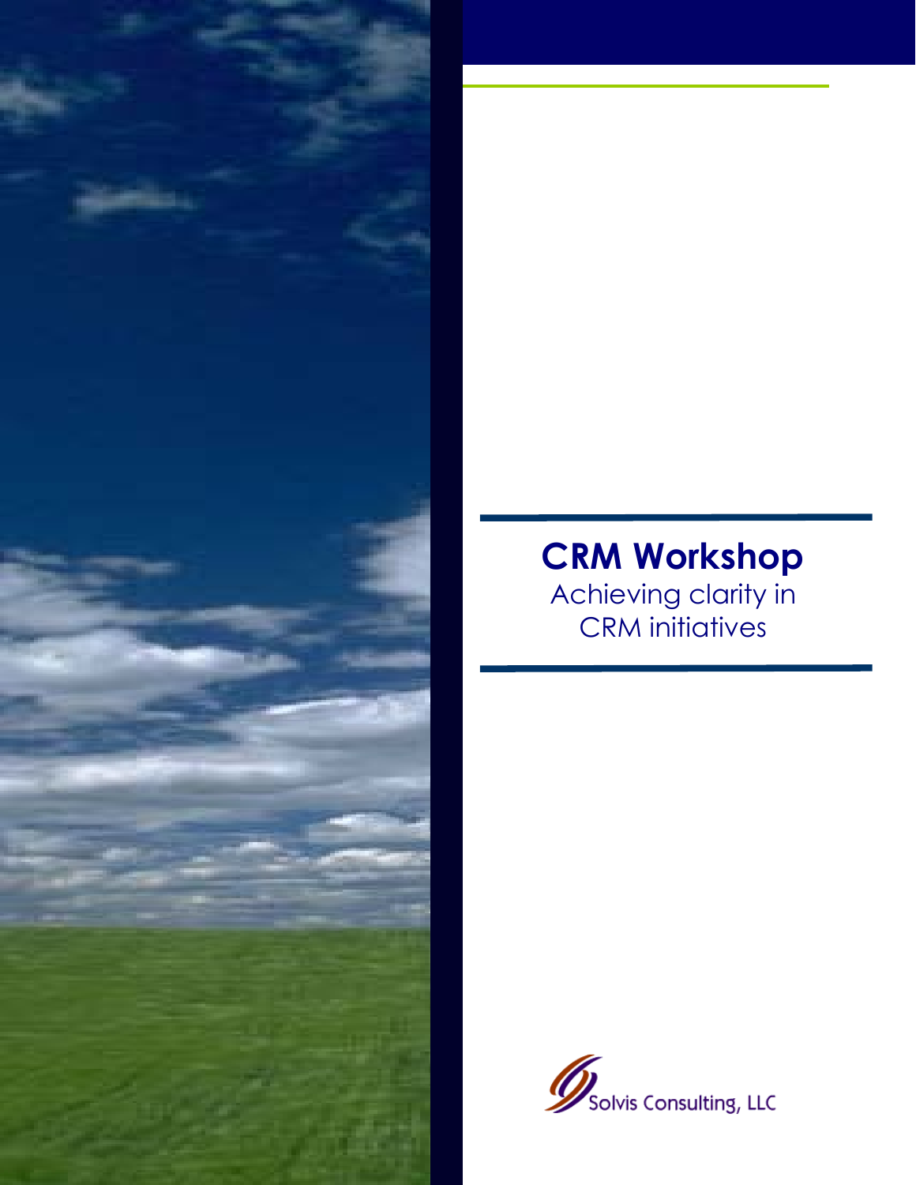# CRM Workshop

Achieving clarity in CRM initiatives

Solvis Consulting, LLC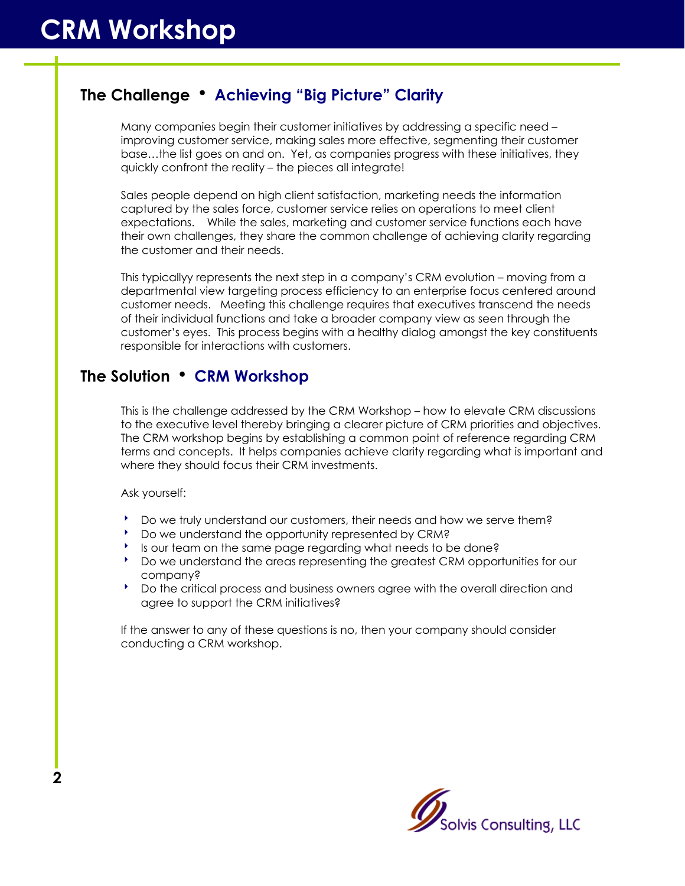# CRM Workshop

## The Challenge • Achieving "Big Picture" Clarity

Many companies begin their customer initiatives by addressing a specific need – improving customer service, making sales more effective, segmenting their customer base…the list goes on and on. Yet, as companies progress with these initiatives, they quickly confront the reality – the pieces all integrate!

Sales people depend on high client satisfaction, marketing needs the information captured by the sales force, customer service relies on operations to meet client expectations. While the sales, marketing and customer service functions each have their own challenges, they share the common challenge of achieving clarity regarding the customer and their needs.

This typicallyy represents the next step in a company's CRM evolution – moving from a departmental view targeting process efficiency to an enterprise focus centered around customer needs. Meeting this challenge requires that executives transcend the needs of their individual functions and take a broader company view as seen through the customer's eyes. This process begins with a healthy dialog amongst the key constituents responsible for interactions with customers.

## The Solution • CRM Workshop

This is the challenge addressed by the CRM Workshop – how to elevate CRM discussions to the executive level thereby bringing a clearer picture of CRM priorities and objectives. The CRM workshop begins by establishing a common point of reference regarding CRM terms and concepts. It helps companies achieve clarity regarding what is important and where they should focus their CRM investments.

Ask yourself:

- Do we truly understand our customers, their needs and how we serve them?
- Do we understand the opportunity represented by CRM?
- Is our team on the same page regarding what needs to be done?
- Do we understand the areas representing the greatest CRM opportunities for our company?
- Do the critical process and business owners agree with the overall direction and agree to support the CRM initiatives?

If the answer to any of these questions is no, then your company should consider conducting a CRM workshop.

Solvis Consulting, LLC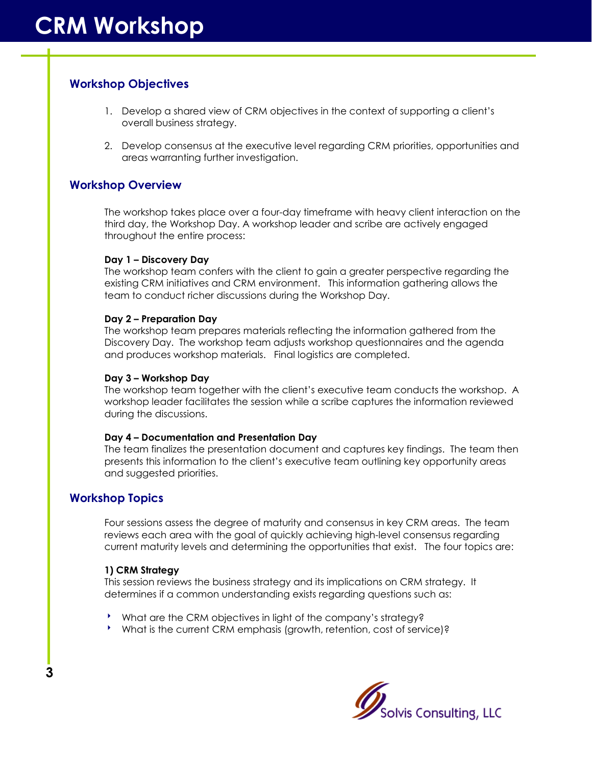# CRM Workshop

## Workshop Objectives

1. Develop a shared view of CRM objectives in the context of supporting a client's overall business strategy.

2. Develop consensus at the executive level regarding CRM priorities, opportunities and areas warranting further investigation.

## Workshop Overview

The workshop takes place over a four-day timeframe with heavy client interaction on the third day, the Workshop Day. A workshop leader and scribe are actively engaged throughout the entire process:

**Day 1 – Discovery Day**
The workshop team confers with the client to gain a greater perspective regarding the existing CRM initiatives and CRM environment. This information gathering allows the team to conduct richer discussions during the Workshop Day.

**Day 2 – Preparation Day**
The workshop team prepares materials reflecting the information gathered from the Discovery Day. The workshop team adjusts workshop questionnaires and the agenda and produces workshop materials. Final logistics are completed.

**Day 3 – Workshop Day**
The workshop team together with the client's executive team conducts the workshop. A workshop leader facilitates the session while a scribe captures the information reviewed during the discussions.

**Day 4 – Documentation and Presentation Day**
The team finalizes the presentation document and captures key findings. The team then presents this information to the client's executive team outlining key opportunity areas and suggested priorities.

## Workshop Topics

Four sessions assess the degree of maturity and consensus in key CRM areas. The team reviews each area with the goal of quickly achieving high-level consensus regarding current maturity levels and determining the opportunities that exist. The four topics are:

**1) CRM Strategy**
This session reviews the business strategy and its implications on CRM strategy. It determines if a common understanding exists regarding questions such as:

- What are the CRM objectives in light of the company's strategy?
- What is the current CRM emphasis (growth, retention, cost of service)?

Solvis Consulting, LLC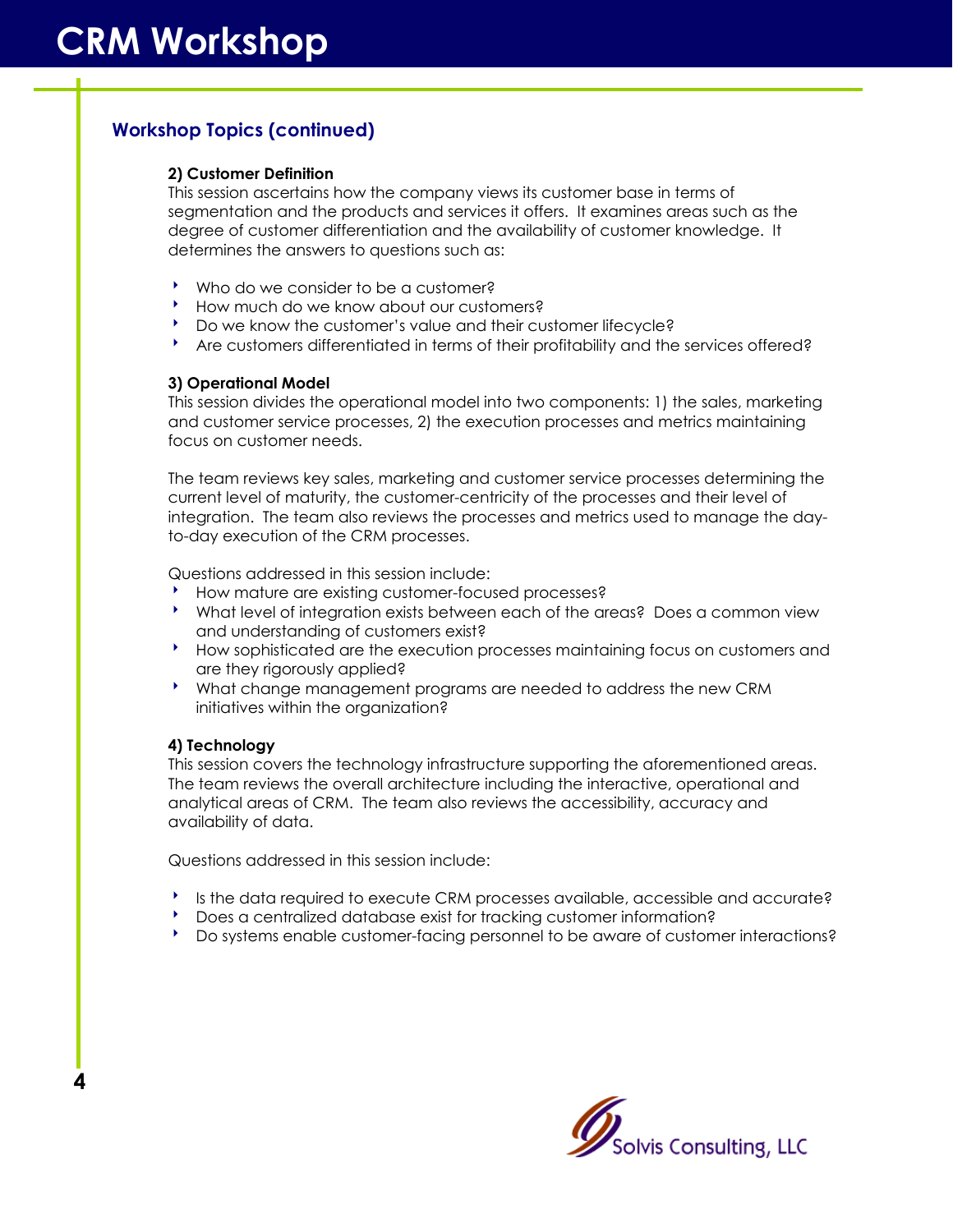## Workshop Topics (continued)

**2) Customer Definition**

This session ascertains how the company views its customer base in terms of segmentation and the products and services it offers. It examines areas such as the degree of customer differentiation and the availability of customer knowledge. It determines the answers to questions such as:

- Who do we consider to be a customer?
- How much do we know about our customers?
- Do we know the customer's value and their customer lifecycle?
- Are customers differentiated in terms of their profitability and the services offered?

**3) Operational Model**

This session divides the operational model into two components: 1) the sales, marketing and customer service processes, 2) the execution processes and metrics maintaining focus on customer needs.

The team reviews key sales, marketing and customer service processes determining the current level of maturity, the customer-centricity of the processes and their level of integration. The team also reviews the processes and metrics used to manage the day-to-day execution of the CRM processes.

Questions addressed in this session include:

- How mature are existing customer-focused processes?
- What level of integration exists between each of the areas? Does a common view and understanding of customers exist?
- How sophisticated are the execution processes maintaining focus on customers and are they rigorously applied?
- What change management programs are needed to address the new CRM initiatives within the organization?

**4) Technology**

This session covers the technology infrastructure supporting the aforementioned areas. The team reviews the overall architecture including the interactive, operational and analytical areas of CRM. The team also reviews the accessibility, accuracy and availability of data.

Questions addressed in this session include:

- Is the data required to execute CRM processes available, accessible and accurate?
- Does a centralized database exist for tracking customer information?
- Do systems enable customer-facing personnel to be aware of customer interactions?

Solvis Consulting, LLC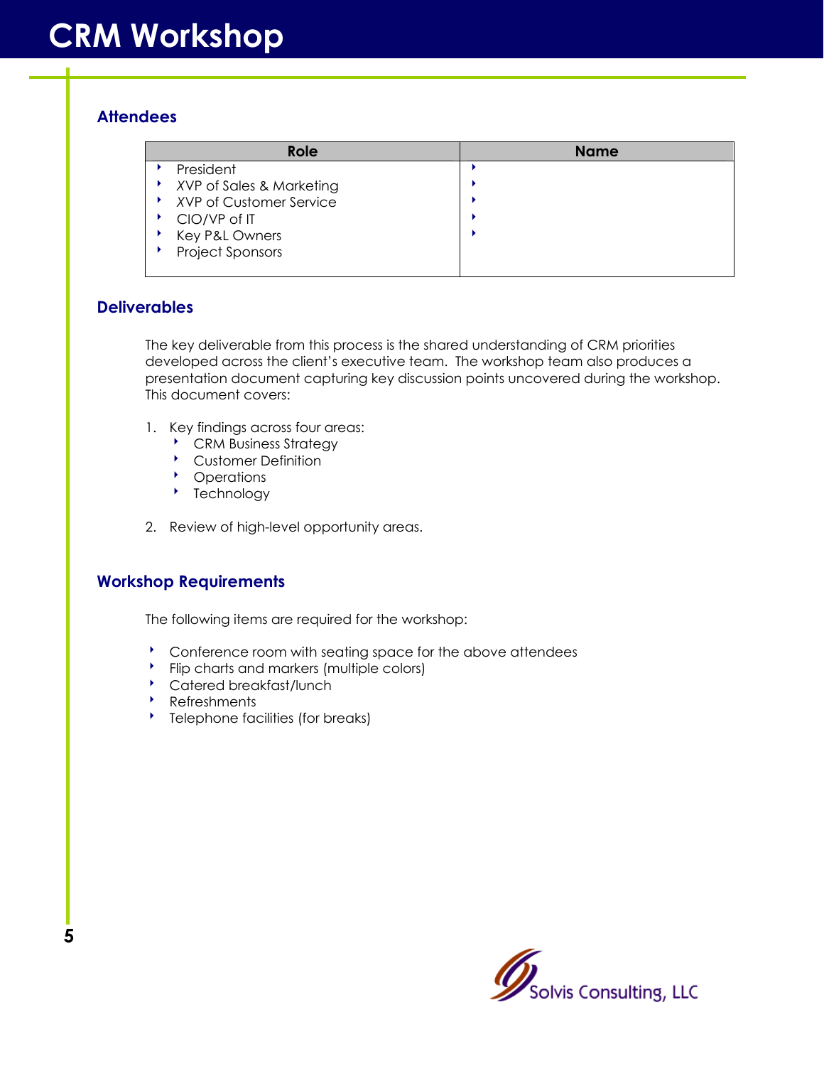# CRM Workshop

## Attendees

| Role | Name |
| --- | --- |
| President | |
| XVP of Sales & Marketing | |
| XVP of Customer Service | |
| CIO/VP of IT | |
| Key P&L Owners | |
| Project Sponsors | |

## Deliverables

The key deliverable from this process is the shared understanding of CRM priorities developed across the client's executive team. The workshop team also produces a presentation document capturing key discussion points uncovered during the workshop. This document covers:

1. Key findings across four areas:
   - CRM Business Strategy
   - Customer Definition
   - Operations
   - Technology

2. Review of high-level opportunity areas.

## Workshop Requirements

The following items are required for the workshop:

- Conference room with seating space for the above attendees
- Flip charts and markers (multiple colors)
- Catered breakfast/lunch
- Refreshments
- Telephone facilities (for breaks)

Solvis Consulting, LLC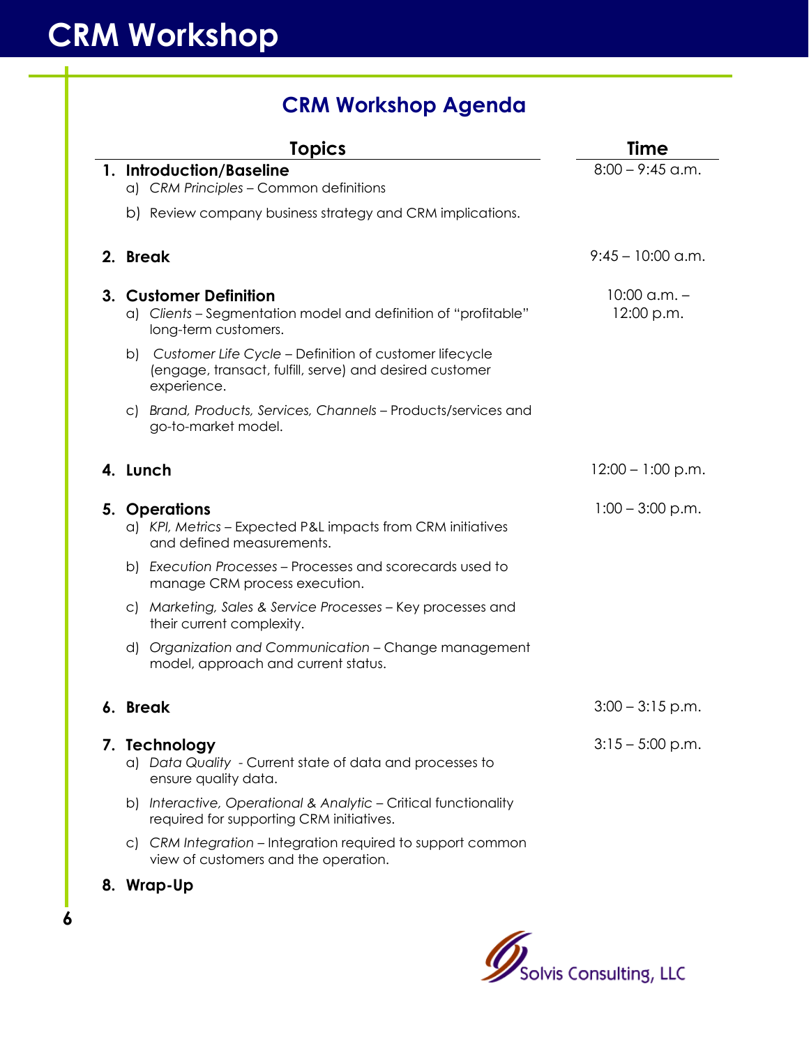# CRM Workshop

## CRM Workshop Agenda

| Topics | Time |
|---|---|
| **1. Introduction/Baseline** | 8:00 – 9:45 a.m. |
| a) *CRM Principles* – Common definitions | |
| b) Review company business strategy and CRM implications. | |
| **2. Break** | 9:45 – 10:00 a.m. |
| **3. Customer Definition** | 10:00 a.m. – 12:00 p.m. |
| a) *Clients* – Segmentation model and definition of "profitable" long-term customers. | |
| b) *Customer Life Cycle* – Definition of customer lifecycle (engage, transact, fulfill, serve) and desired customer experience. | |
| c) *Brand, Products, Services, Channels* – Products/services and go-to-market model. | |
| **4. Lunch** | 12:00 – 1:00 p.m. |
| **5. Operations** | 1:00 – 3:00 p.m. |
| a) *KPI, Metrics* – Expected P&L impacts from CRM initiatives and defined measurements. | |
| b) *Execution Processes* – Processes and scorecards used to manage CRM process execution. | |
| c) *Marketing, Sales & Service Processes* – Key processes and their current complexity. | |
| d) *Organization and Communication* – Change management model, approach and current status. | |
| **6. Break** | 3:00 – 3:15 p.m. |
| **7. Technology** | 3:15 – 5:00 p.m. |
| a) *Data Quality* - Current state of data and processes to ensure quality data. | |
| b) *Interactive, Operational & Analytic* – Critical functionality required for supporting CRM initiatives. | |
| c) *CRM Integration* – Integration required to support common view of customers and the operation. | |
| **8. Wrap-Up** | |

Solvis Consulting, LLC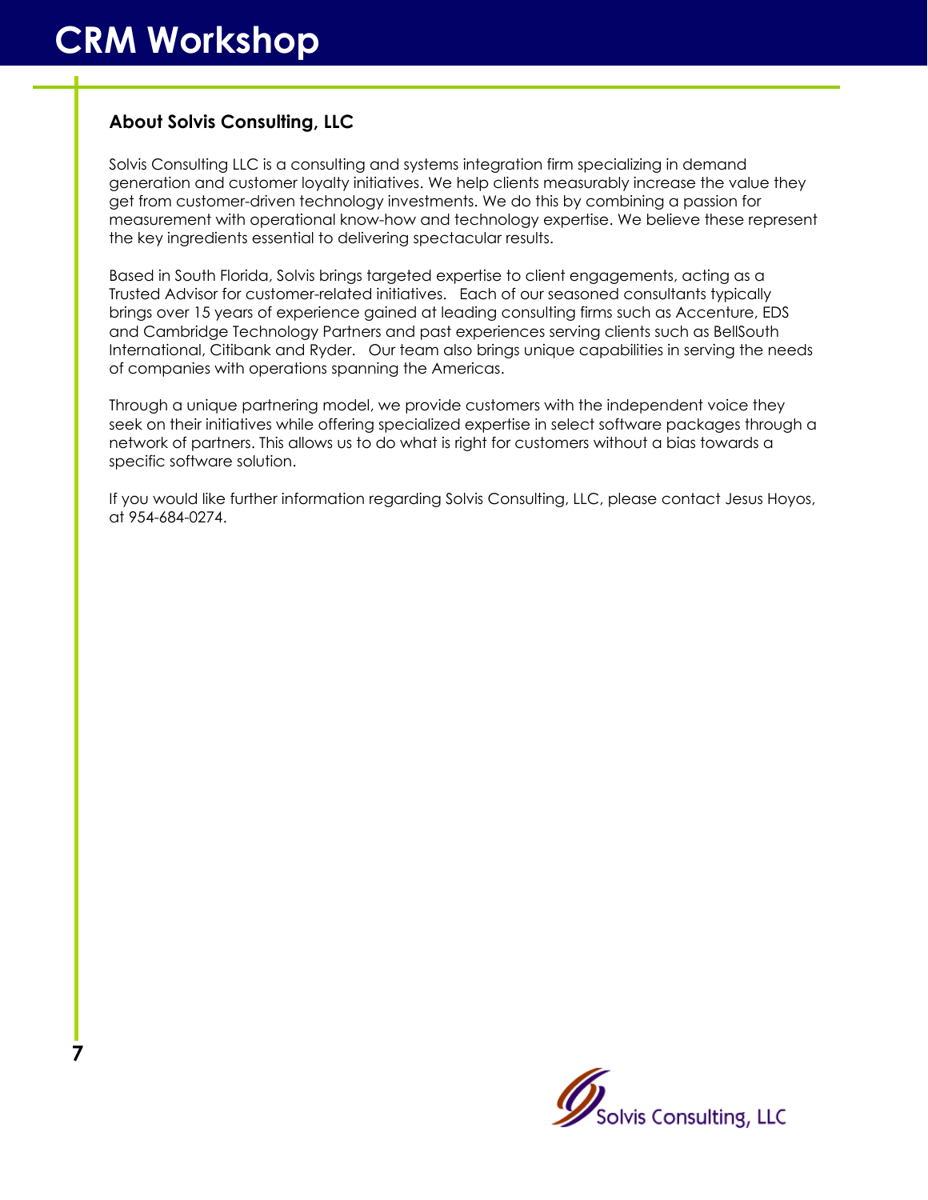## About Solvis Consulting, LLC

Solvis Consulting LLC is a consulting and systems integration firm specializing in demand generation and customer loyalty initiatives. We help clients measurably increase the value they get from customer-driven technology investments. We do this by combining a passion for measurement with operational know-how and technology expertise. We believe these represent the key ingredients essential to delivering spectacular results.

Based in South Florida, Solvis brings targeted expertise to client engagements, acting as a Trusted Advisor for customer-related initiatives. Each of our seasoned consultants typically brings over 15 years of experience gained at leading consulting firms such as Accenture, EDS and Cambridge Technology Partners and past experiences serving clients such as BellSouth International, Citibank and Ryder. Our team also brings unique capabilities in serving the needs of companies with operations spanning the Americas.

Through a unique partnering model, we provide customers with the independent voice they seek on their initiatives while offering specialized expertise in select software packages through a network of partners. This allows us to do what is right for customers without a bias towards a specific software solution.

If you would like further information regarding Solvis Consulting, LLC, please contact Jesus Hoyos, at 954-684-0274.